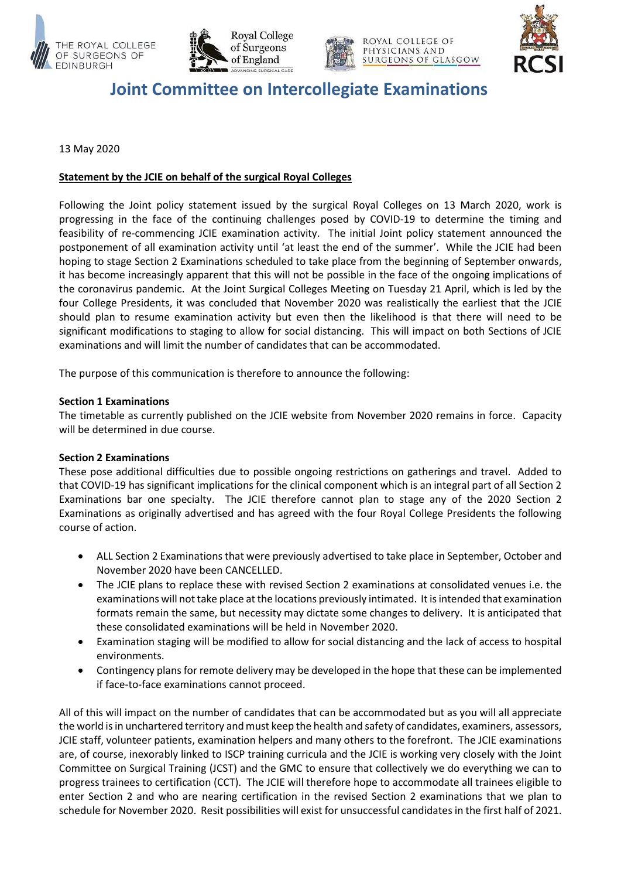THE ROYAL COLLEGE OF SURGEONS OF EDINBURGH | Royal College of Surgeons of England | ROYAL COLLEGE OF PHYSICIANS AND SURGEONS OF GLASGOW | RCSI

# Joint Committee on Intercollegiate Examinations

13 May 2020

**Statement by the JCIE on behalf of the surgical Royal Colleges**

Following the Joint policy statement issued by the surgical Royal Colleges on 13 March 2020, work is progressing in the face of the continuing challenges posed by COVID-19 to determine the timing and feasibility of re-commencing JCIE examination activity. The initial Joint policy statement announced the postponement of all examination activity until 'at least the end of the summer'. While the JCIE had been hoping to stage Section 2 Examinations scheduled to take place from the beginning of September onwards, it has become increasingly apparent that this will not be possible in the face of the ongoing implications of the coronavirus pandemic. At the Joint Surgical Colleges Meeting on Tuesday 21 April, which is led by the four College Presidents, it was concluded that November 2020 was realistically the earliest that the JCIE should plan to resume examination activity but even then the likelihood is that there will need to be significant modifications to staging to allow for social distancing. This will impact on both Sections of JCIE examinations and will limit the number of candidates that can be accommodated.

The purpose of this communication is therefore to announce the following:

**Section 1 Examinations**
The timetable as currently published on the JCIE website from November 2020 remains in force. Capacity will be determined in due course.

**Section 2 Examinations**
These pose additional difficulties due to possible ongoing restrictions on gatherings and travel. Added to that COVID-19 has significant implications for the clinical component which is an integral part of all Section 2 Examinations bar one specialty. The JCIE therefore cannot plan to stage any of the 2020 Section 2 Examinations as originally advertised and has agreed with the four Royal College Presidents the following course of action.

- ALL Section 2 Examinations that were previously advertised to take place in September, October and November 2020 have been CANCELLED.
- The JCIE plans to replace these with revised Section 2 examinations at consolidated venues i.e. the examinations will not take place at the locations previously intimated. It is intended that examination formats remain the same, but necessity may dictate some changes to delivery. It is anticipated that these consolidated examinations will be held in November 2020.
- Examination staging will be modified to allow for social distancing and the lack of access to hospital environments.
- Contingency plans for remote delivery may be developed in the hope that these can be implemented if face-to-face examinations cannot proceed.

All of this will impact on the number of candidates that can be accommodated but as you will all appreciate the world is in unchartered territory and must keep the health and safety of candidates, examiners, assessors, JCIE staff, volunteer patients, examination helpers and many others to the forefront. The JCIE examinations are, of course, inexorably linked to ISCP training curricula and the JCIE is working very closely with the Joint Committee on Surgical Training (JCST) and the GMC to ensure that collectively we do everything we can to progress trainees to certification (CCT). The JCIE will therefore hope to accommodate all trainees eligible to enter Section 2 and who are nearing certification in the revised Section 2 examinations that we plan to schedule for November 2020. Resit possibilities will exist for unsuccessful candidates in the first half of 2021.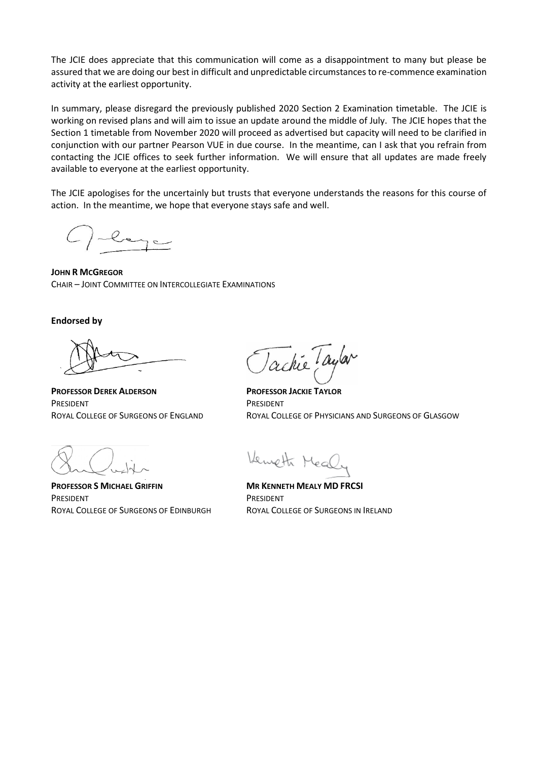The JCIE does appreciate that this communication will come as a disappointment to many but please be assured that we are doing our best in difficult and unpredictable circumstances to re-commence examination activity at the earliest opportunity.

In summary, please disregard the previously published 2020 Section 2 Examination timetable. The JCIE is working on revised plans and will aim to issue an update around the middle of July. The JCIE hopes that the Section 1 timetable from November 2020 will proceed as advertised but capacity will need to be clarified in conjunction with our partner Pearson VUE in due course. In the meantime, can I ask that you refrain from contacting the JCIE offices to seek further information. We will ensure that all updates are made freely available to everyone at the earliest opportunity.

The JCIE apologises for the uncertainly but trusts that everyone understands the reasons for this course of action. In the meantime, we hope that everyone stays safe and well.

**JOHN R MCGREGOR**
CHAIR – JOINT COMMITTEE ON INTERCOLLEGIATE EXAMINATIONS

**Endorsed by**

**PROFESSOR DEREK ALDERSON**
PRESIDENT
ROYAL COLLEGE OF SURGEONS OF ENGLAND

**PROFESSOR JACKIE TAYLOR**
PRESIDENT
ROYAL COLLEGE OF PHYSICIANS AND SURGEONS OF GLASGOW

**PROFESSOR S MICHAEL GRIFFIN**
PRESIDENT
ROYAL COLLEGE OF SURGEONS OF EDINBURGH

**MR KENNETH MEALY MD FRCSI**
PRESIDENT
ROYAL COLLEGE OF SURGEONS IN IRELAND